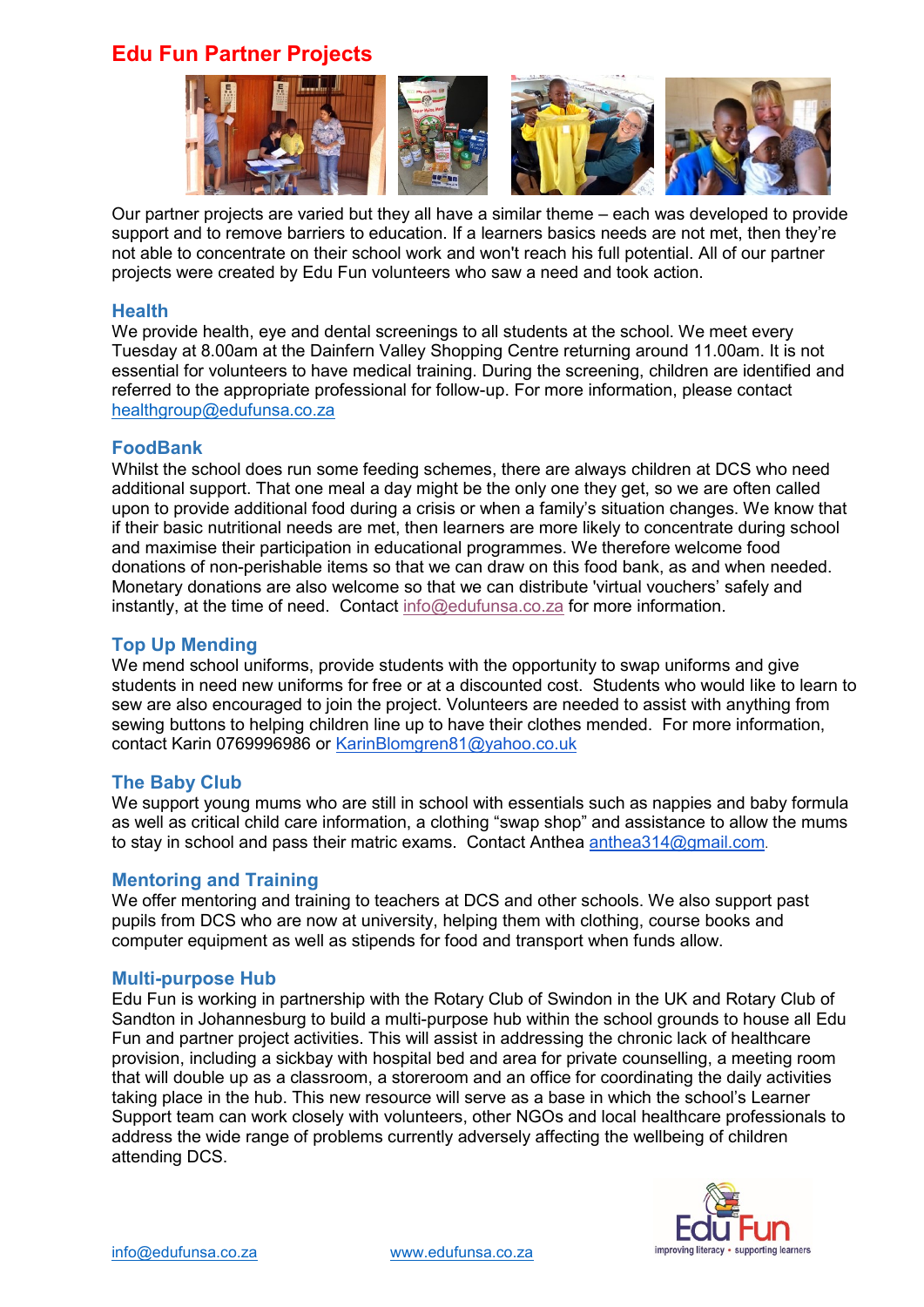# Edu Fun Partner Projects

Our partner projects are varied but they all have a similar theme – each was developed to provide support and to remove barriers to education. If a learners basics needs are not met, then they're not able to concentrate on their school work and won't reach his full potential. All of our partner projects were created by Edu Fun volunteers who saw a need and took action.

## Health

We provide health, eye and dental screenings to all students at the school. We meet every Tuesday at 8.00am at the Dainfern Valley Shopping Centre returning around 11.00am. It is not essential for volunteers to have medical training. During the screening, children are identified and referred to the appropriate professional for follow-up. For more information, please contact healthgroup@edufunsa.co.za

## FoodBank

Whilst the school does run some feeding schemes, there are always children at DCS who need additional support. That one meal a day might be the only one they get, so we are often called upon to provide additional food during a crisis or when a family's situation changes. We know that if their basic nutritional needs are met, then learners are more likely to concentrate during school and maximise their participation in educational programmes. We therefore welcome food donations of non-perishable items so that we can draw on this food bank, as and when needed. Monetary donations are also welcome so that we can distribute 'virtual vouchers' safely and instantly, at the time of need. Contact info@edufunsa.co.za for more information.

## Top Up Mending

We mend school uniforms, provide students with the opportunity to swap uniforms and give students in need new uniforms for free or at a discounted cost. Students who would like to learn to sew are also encouraged to join the project. Volunteers are needed to assist with anything from sewing buttons to helping children line up to have their clothes mended. For more information, contact Karin 0769996986 or KarinBlomgren81@yahoo.co.uk

## The Baby Club

We support young mums who are still in school with essentials such as nappies and baby formula as well as critical child care information, a clothing "swap shop" and assistance to allow the mums to stay in school and pass their matric exams. Contact Anthea anthea314@gmail.com.

## Mentoring and Training

We offer mentoring and training to teachers at DCS and other schools. We also support past pupils from DCS who are now at university, helping them with clothing, course books and computer equipment as well as stipends for food and transport when funds allow.

## Multi-purpose Hub

Edu Fun is working in partnership with the Rotary Club of Swindon in the UK and Rotary Club of Sandton in Johannesburg to build a multi-purpose hub within the school grounds to house all Edu Fun and partner project activities. This will assist in addressing the chronic lack of healthcare provision, including a sickbay with hospital bed and area for private counselling, a meeting room that will double up as a classroom, a storeroom and an office for coordinating the daily activities taking place in the hub. This new resource will serve as a base in which the school's Learner Support team can work closely with volunteers, other NGOs and local healthcare professionals to address the wide range of problems currently adversely affecting the wellbeing of children attending DCS.

info@edufunsa.co.za    www.edufunsa.co.za

Edu Fun — improving literacy • supporting learners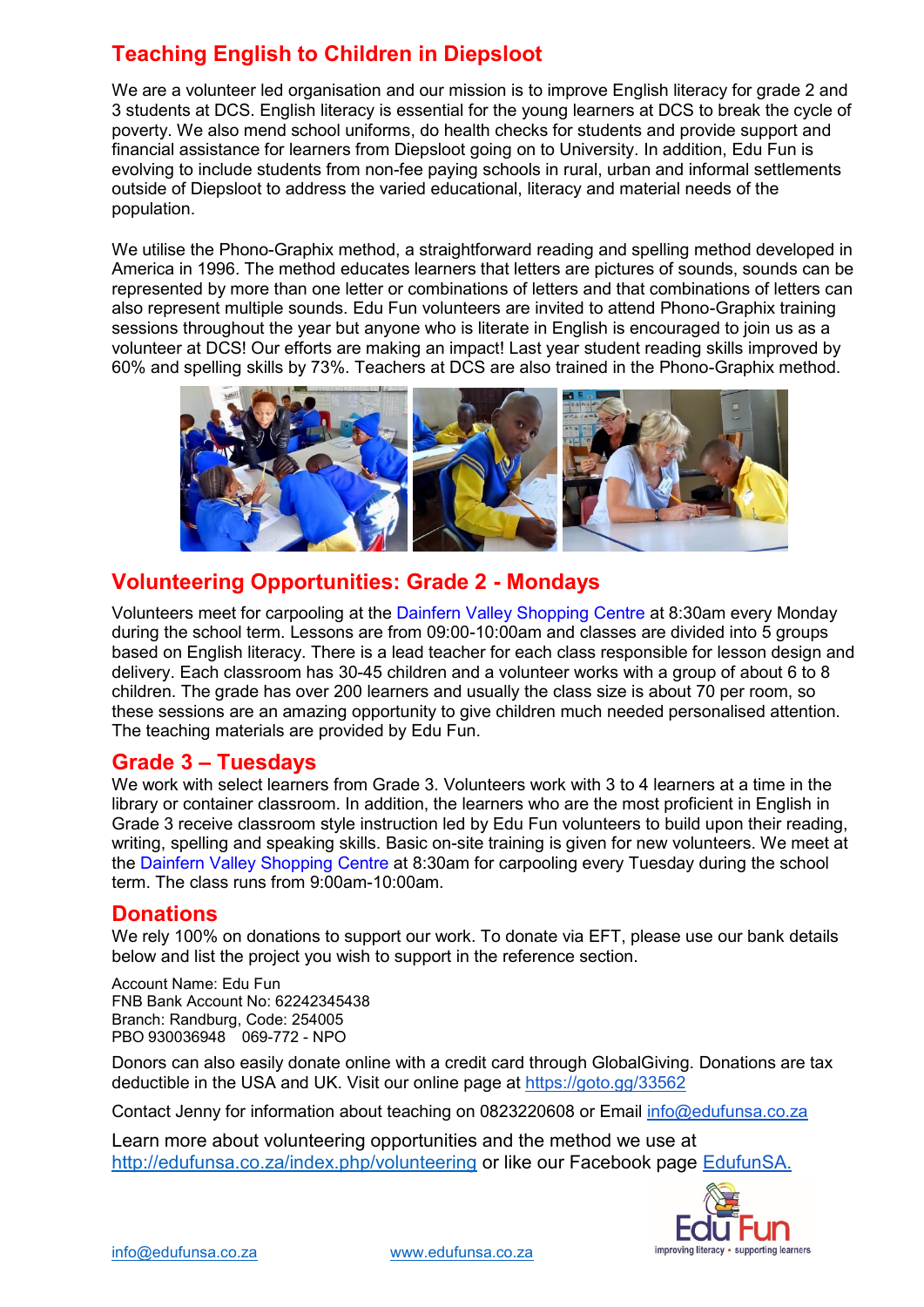## Teaching English to Children in Diepsloot

We are a volunteer led organisation and our mission is to improve English literacy for grade 2 and 3 students at DCS. English literacy is essential for the young learners at DCS to break the cycle of poverty. We also mend school uniforms, do health checks for students and provide support and financial assistance for learners from Diepsloot going on to University. In addition, Edu Fun is evolving to include students from non-fee paying schools in rural, urban and informal settlements outside of Diepsloot to address the varied educational, literacy and material needs of the population.

We utilise the Phono-Graphix method, a straightforward reading and spelling method developed in America in 1996. The method educates learners that letters are pictures of sounds, sounds can be represented by more than one letter or combinations of letters and that combinations of letters can also represent multiple sounds. Edu Fun volunteers are invited to attend Phono-Graphix training sessions throughout the year but anyone who is literate in English is encouraged to join us as a volunteer at DCS! Our efforts are making an impact! Last year student reading skills improved by 60% and spelling skills by 73%. Teachers at DCS are also trained in the Phono-Graphix method.

## Volunteering Opportunities: Grade 2 - Mondays

Volunteers meet for carpooling at the Dainfern Valley Shopping Centre at 8:30am every Monday during the school term. Lessons are from 09:00-10:00am and classes are divided into 5 groups based on English literacy. There is a lead teacher for each class responsible for lesson design and delivery. Each classroom has 30-45 children and a volunteer works with a group of about 6 to 8 children. The grade has over 200 learners and usually the class size is about 70 per room, so these sessions are an amazing opportunity to give children much needed personalised attention. The teaching materials are provided by Edu Fun.

## Grade 3 – Tuesdays

We work with select learners from Grade 3. Volunteers work with 3 to 4 learners at a time in the library or container classroom. In addition, the learners who are the most proficient in English in Grade 3 receive classroom style instruction led by Edu Fun volunteers to build upon their reading, writing, spelling and speaking skills. Basic on-site training is given for new volunteers. We meet at the Dainfern Valley Shopping Centre at 8:30am for carpooling every Tuesday during the school term. The class runs from 9:00am-10:00am.

## Donations

We rely 100% on donations to support our work. To donate via EFT, please use our bank details below and list the project you wish to support in the reference section.

Account Name: Edu Fun
FNB Bank Account No: 62242345438
Branch: Randburg, Code: 254005
PBO 930036948   069-772 - NPO

Donors can also easily donate online with a credit card through GlobalGiving. Donations are tax deductible in the USA and UK. Visit our online page at https://goto.gg/33562

Contact Jenny for information about teaching on 0823220608 or Email info@edufunsa.co.za

Learn more about volunteering opportunities and the method we use at http://edufunsa.co.za/index.php/volunteering or like our Facebook page EdufunSA.

info@edufunsa.co.za   www.edufunsa.co.za

Edu Fun
improving literacy • supporting learners